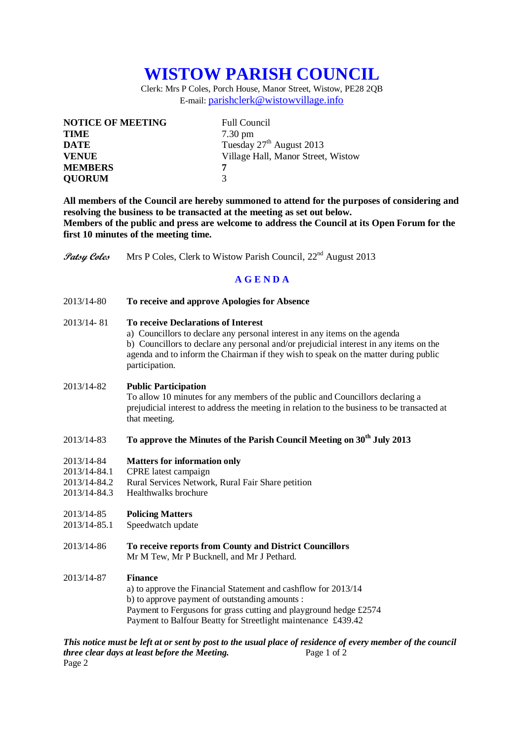# WISTOW PARISH COUNCIL

Clerk: Mrs P Coles, Porch House, Manor Street, Wistow, PE28 2QB
E-mail: parishclerk@wistowvillage.info

| | |
|---|---|
| **NOTICE OF MEETING** | Full Council |
| **TIME** | 7.30 pm |
| **DATE** | Tuesday 27th August 2013 |
| **VENUE** | Village Hall, Manor Street, Wistow |
| **MEMBERS** | **7** |
| **QUORUM** | 3 |

**All members of the Council are hereby summoned to attend for the purposes of considering and resolving the business to be transacted at the meeting as set out below.**
**Members of the public and press are welcome to address the Council at its Open Forum for the first 10 minutes of the meeting time.**

*Patsy Coles* Mrs P Coles, Clerk to Wistow Parish Council, 22nd August 2013

## A G E N D A

2013/14-80 **To receive and approve Apologies for Absence**

2013/14- 81 **To receive Declarations of Interest**
a) Councillors to declare any personal interest in any items on the agenda
b) Councillors to declare any personal and/or prejudicial interest in any items on the agenda and to inform the Chairman if they wish to speak on the matter during public participation.

2013/14-82 **Public Participation**
To allow 10 minutes for any members of the public and Councillors declaring a prejudicial interest to address the meeting in relation to the business to be transacted at that meeting.

2013/14-83 **To approve the Minutes of the Parish Council Meeting on 30th July 2013**

2013/14-84 **Matters for information only**
2013/14-84.1 CPRE latest campaign
2013/14-84.2 Rural Services Network, Rural Fair Share petition
2013/14-84.3 Healthwalks brochure

2013/14-85 **Policing Matters**
2013/14-85.1 Speedwatch update

2013/14-86 **To receive reports from County and District Councillors**
Mr M Tew, Mr P Bucknell, and Mr J Pethard.

2013/14-87 **Finance**
a) to approve the Financial Statement and cashflow for 2013/14
b) to approve payment of outstanding amounts :
Payment to Fergusons for grass cutting and playground hedge £2574
Payment to Balfour Beatty for Streetlight maintenance £439.42

***This notice must be left at or sent by post to the usual place of residence of every member of the council three clear days at least before the Meeting.***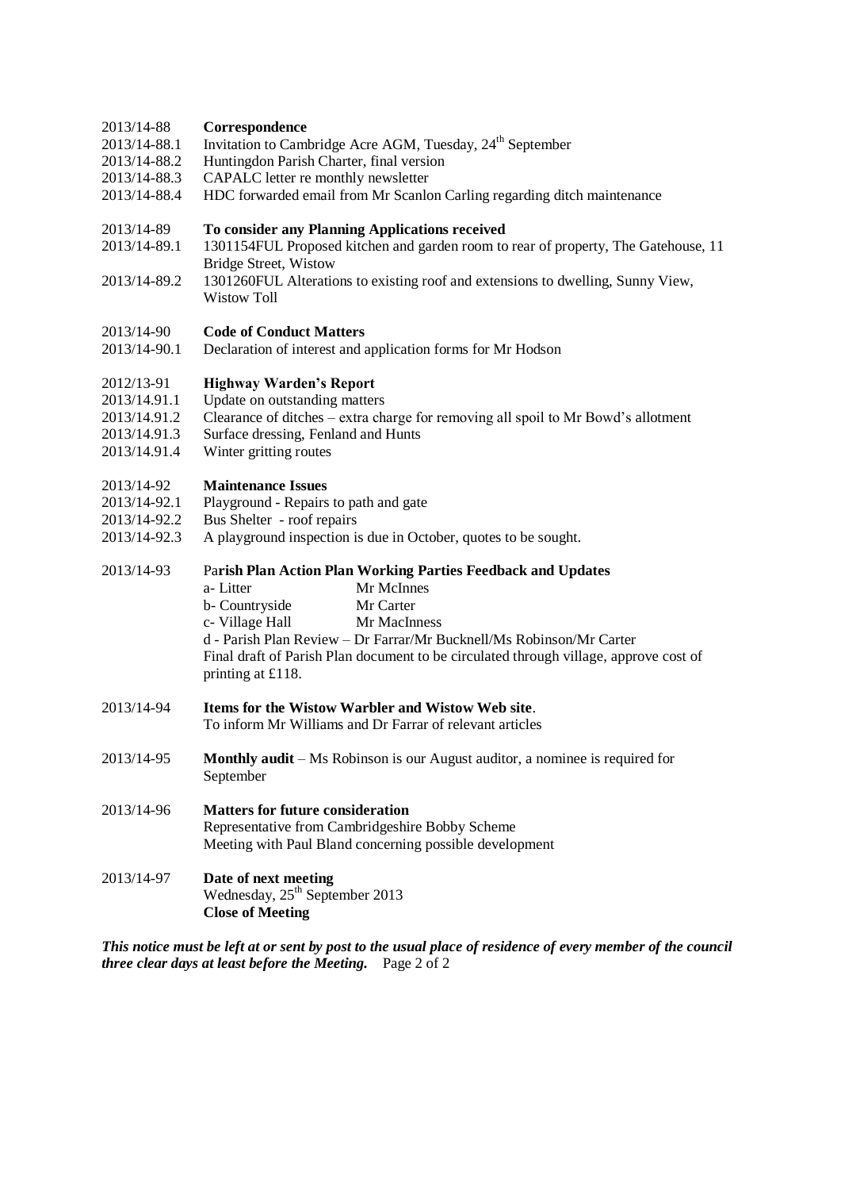2013/14-88 **Correspondence**
2013/14-88.1 Invitation to Cambridge Acre AGM, Tuesday, 24th September
2013/14-88.2 Huntingdon Parish Charter, final version
2013/14-88.3 CAPALC letter re monthly newsletter
2013/14-88.4 HDC forwarded email from Mr Scanlon Carling regarding ditch maintenance

2013/14-89 **To consider any Planning Applications received**
2013/14-89.1 1301154FUL Proposed kitchen and garden room to rear of property, The Gatehouse, 11 Bridge Street, Wistow
2013/14-89.2 1301260FUL Alterations to existing roof and extensions to dwelling, Sunny View, Wistow Toll

2013/14-90 **Code of Conduct Matters**
2013/14-90.1 Declaration of interest and application forms for Mr Hodson

2012/13-91 **Highway Warden's Report**
2013/14.91.1 Update on outstanding matters
2013/14.91.2 Clearance of ditches – extra charge for removing all spoil to Mr Bowd's allotment
2013/14.91.3 Surface dressing, Fenland and Hunts
2013/14.91.4 Winter gritting routes

2013/14-92 **Maintenance Issues**
2013/14-92.1 Playground - Repairs to path and gate
2013/14-92.2 Bus Shelter - roof repairs
2013/14-92.3 A playground inspection is due in October, quotes to be sought.

2013/14-93 Pa**rish Plan Action Plan Working Parties Feedback and Updates**
a- Litter Mr McInnes
b- Countryside Mr Carter
c- Village Hall Mr MacInness
d - Parish Plan Review – Dr Farrar/Mr Bucknell/Ms Robinson/Mr Carter
Final draft of Parish Plan document to be circulated through village, approve cost of printing at £118.

2013/14-94 **Items for the Wistow Warbler and Wistow Web site**.
To inform Mr Williams and Dr Farrar of relevant articles

2013/14-95 **Monthly audit** – Ms Robinson is our August auditor, a nominee is required for September

2013/14-96 **Matters for future consideration**
Representative from Cambridgeshire Bobby Scheme
Meeting with Paul Bland concerning possible development

2013/14-97 **Date of next meeting**
Wednesday, 25th September 2013
**Close of Meeting**

***This notice must be left at or sent by post to the usual place of residence of every member of the council three clear days at least before the Meeting.***